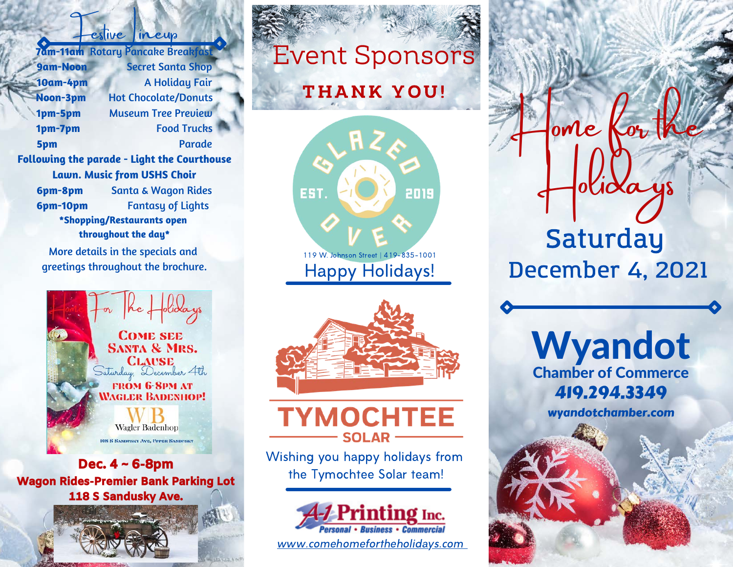## Festive Lineup

| | |
|---|---|
| 7am-11am | Rotary Pancake Breakfast |
| 9am-Noon | Secret Santa Shop |
| 10am-4pm | A Holiday Fair |
| Noon-3pm | Hot Chocolate/Donuts |
| 1pm-5pm | Museum Tree Preview |
| 1pm-7pm | Food Trucks |
| 5pm | Parade |

**Following the parade - Light the Courthouse Lawn. Music from USHS Choir**

| | |
|---|---|
| 6pm-8pm | Santa & Wagon Rides |
| 6pm-10pm | Fantasy of Lights |

***Shopping/Restaurants open throughout the day***

More details in the specials and greetings throughout the brochure.

Home For The Holidays

COME SEE SANTA & MRS. CLAUSE

Saturday, December 4th

FROM 6-8PM AT WAGLER BADENHOP!

WB Wagler Badenhop

108 S Sandusky Ave, Upper Sandusky

**Dec. 4 ~ 6-8pm**

**Wagon Rides-Premier Bank Parking Lot**

**118 S Sandusky Ave.**

## Event Sponsors

**THANK YOU!**

GLAZED OVER EST. 2019

119 W. Johnson Street | 419-835-1001

Happy Holidays!

TYMOCHTEE SOLAR

Wishing you happy holidays from the Tymochtee Solar team!

A-1 Printing Inc.

Personal • Business • Commercial

www.comehomefortheholidays.com

# Home for the Holidays

## Saturday December 4, 2021

**Wyandot**

**Chamber of Commerce**

**419.294.3349**

***wyandotchamber.com***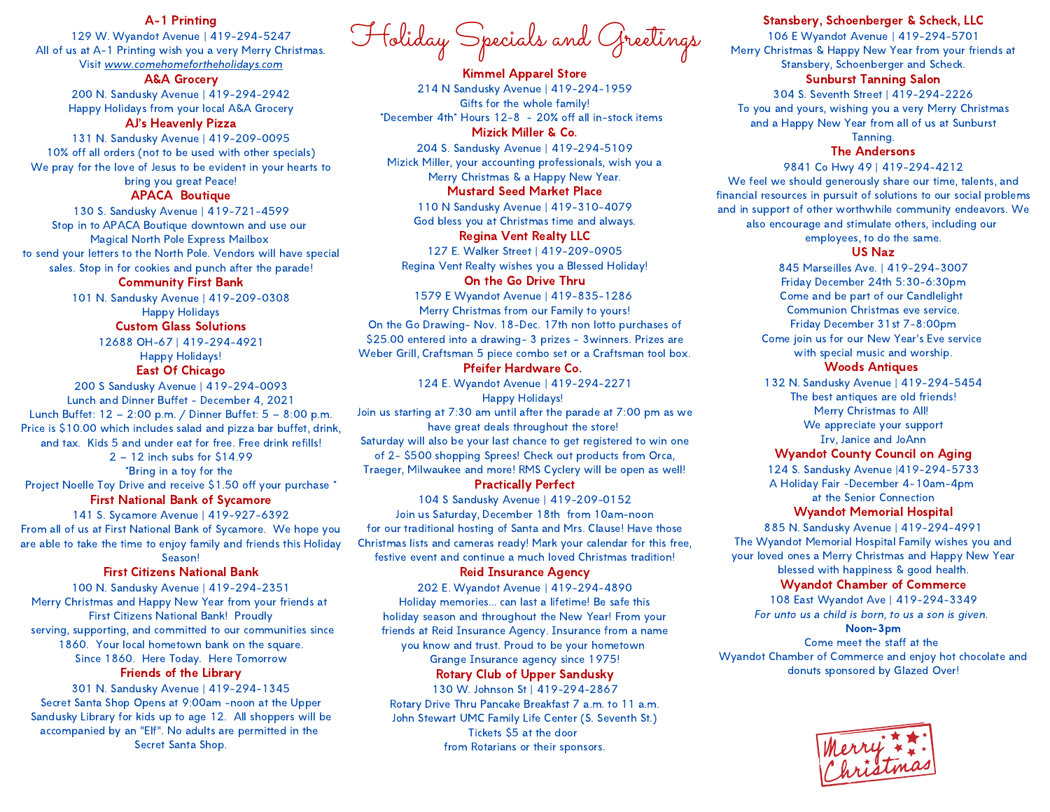# Holiday Specials and Greetings

## A-1 Printing

129 W. Wyandot Avenue | 419-294-5247
All of us at A-1 Printing wish you a very Merry Christmas.
Visit www.comehomefortheholidays.com

## A&A Grocery

200 N. Sandusky Avenue | 419-294-2942
Happy Holidays from your local A&A Grocery

## AJ's Heavenly Pizza

131 N. Sandusky Avenue | 419-209-0095
10% off all orders (not to be used with other specials)
We pray for the love of Jesus to be evident in your hearts to bring you great Peace!

## APACA Boutique

130 S. Sandusky Avenue | 419-721-4599
Stop in to APACA Boutique downtown and use our Magical North Pole Express Mailbox
to send your letters to the North Pole. Vendors will have special sales. Stop in for cookies and punch after the parade!

## Community First Bank

101 N. Sandusky Avenue | 419-209-0308
Happy Holidays

## Custom Glass Solutions

12688 OH-67 | 419-294-4921
Happy Holidays!

## East Of Chicago

200 S Sandusky Avenue | 419-294-0093
Lunch and Dinner Buffet - December 4, 2021
Lunch Buffet: 12 – 2:00 p.m. / Dinner Buffet: 5 – 8:00 p.m.
Price is $10.00 which includes salad and pizza bar buffet, drink, and tax. Kids 5 and under eat for free. Free drink refills!
2 – 12 inch subs for $14.99
*Bring in a toy for the
Project Noelle Toy Drive and receive $1.50 off your purchase *

## First National Bank of Sycamore

141 S. Sycamore Avenue | 419-927-6392
From all of us at First National Bank of Sycamore. We hope you are able to take the time to enjoy family and friends this Holiday Season!

## First Citizens National Bank

100 N. Sandusky Avenue | 419-294-2351
Merry Christmas and Happy New Year from your friends at First Citizens National Bank! Proudly
serving, supporting, and committed to our communities since 1860. Your local hometown bank on the square.
Since 1860. Here Today. Here Tomorrow

## Friends of the Library

301 N. Sandusky Avenue | 419-294-1345
Secret Santa Shop Opens at 9:00am -noon at the Upper Sandusky Library for kids up to age 12. All shoppers will be accompanied by an "Elf". No adults are permitted in the Secret Santa Shop.

## Kimmel Apparel Store

214 N Sandusky Avenue | 419-294-1959
Gifts for the whole family!
*December 4th* Hours 12-8 ~ 20% off all in-stock items

## Mizick Miller & Co.

204 S. Sandusky Avenue | 419-294-5109
Mizick Miller, your accounting professionals, wish you a Merry Christmas & a Happy New Year.

## Mustard Seed Market Place

110 N Sandusky Avenue | 419-310-4079
God bless you at Christmas time and always.

## Regina Vent Realty LLC

127 E. Walker Street | 419-209-0905
Regina Vent Realty wishes you a Blessed Holiday!

## On the Go Drive Thru

1579 E Wyandot Avenue | 419-835-1286
Merry Christmas from our Family to yours!
On the Go Drawing- Nov. 18-Dec. 17th non lotto purchases of $25.00 entered into a drawing- 3 prizes - 3winners. Prizes are Weber Grill, Craftsman 5 piece combo set or a Craftsman tool box.

## Pfeifer Hardware Co.

124 E. Wyandot Avenue | 419-294-2271
Happy Holidays!
Join us starting at 7:30 am until after the parade at 7:00 pm as we have great deals throughout the store!
Saturday will also be your last chance to get registered to win one of 2- $500 shopping Sprees! Check out products from Orca, Traeger, Milwaukee and more! RMS Cyclery will be open as well!

## Practically Perfect

104 S Sandusky Avenue | 419-209-0152
Join us Saturday, December 18th from 10am-noon
for our traditional hosting of Santa and Mrs. Clause! Have those Christmas lists and cameras ready! Mark your calendar for this free, festive event and continue a much loved Christmas tradition!

## Reid Insurance Agency

202 E. Wyandot Avenue | 419-294-4890
Holiday memories… can last a lifetime! Be safe this holiday season and throughout the New Year! From your friends at Reid Insurance Agency. Insurance from a name you know and trust. Proud to be your hometown Grange Insurance agency since 1975!

## Rotary Club of Upper Sandusky

130 W. Johnson St | 419-294-2867
Rotary Drive Thru Pancake Breakfast 7 a.m. to 11 a.m.
John Stewart UMC Family Life Center (S. Seventh St.)
Tickets $5 at the door
from Rotarians or their sponsors.

## Stansbery, Schoenberger & Scheck, LLC

106 E Wyandot Avenue | 419-294-5701
Merry Christmas & Happy New Year from your friends at Stansbery, Schoenberger and Scheck.

## Sunburst Tanning Salon

304 S. Seventh Street | 419-294-2226
To you and yours, wishing you a very Merry Christmas and a Happy New Year from all of us at Sunburst Tanning.

## The Andersons

9841 Co Hwy 49 | 419-294-4212
We feel we should generously share our time, talents, and financial resources in pursuit of solutions to our social problems and in support of other worthwhile community endeavors. We also encourage and stimulate others, including our employees, to do the same.

## US Naz

845 Marseilles Ave. | 419-294-3007
Friday December 24th 5:30-6:30pm
Come and be part of our Candlelight Communion Christmas eve service.
Friday December 31st 7-8:00pm
Come join us for our New Year's Eve service with special music and worship.

## Woods Antiques

132 N. Sandusky Avenue | 419-294-5454
The best antiques are old friends!
Merry Christmas to All!
We appreciate your support
Irv, Janice and JoAnn

## Wyandot County Council on Aging

124 S. Sandusky Avenue |419-294-5733
A Holiday Fair ~December 4~10am-4pm
at the Senior Connection

## Wyandot Memorial Hospital

885 N. Sandusky Avenue | 419-294-4991
The Wyandot Memorial Hospital Family wishes you and your loved ones a Merry Christmas and Happy New Year blessed with happiness & good health.

## Wyandot Chamber of Commerce

108 East Wyandot Ave | 419-294-3349
*For unto us a child is born, to us a son is given.*
**Noon-3pm**
Come meet the staff at the
Wyandot Chamber of Commerce and enjoy hot chocolate and donuts sponsored by Glazed Over!

Merry Christmas